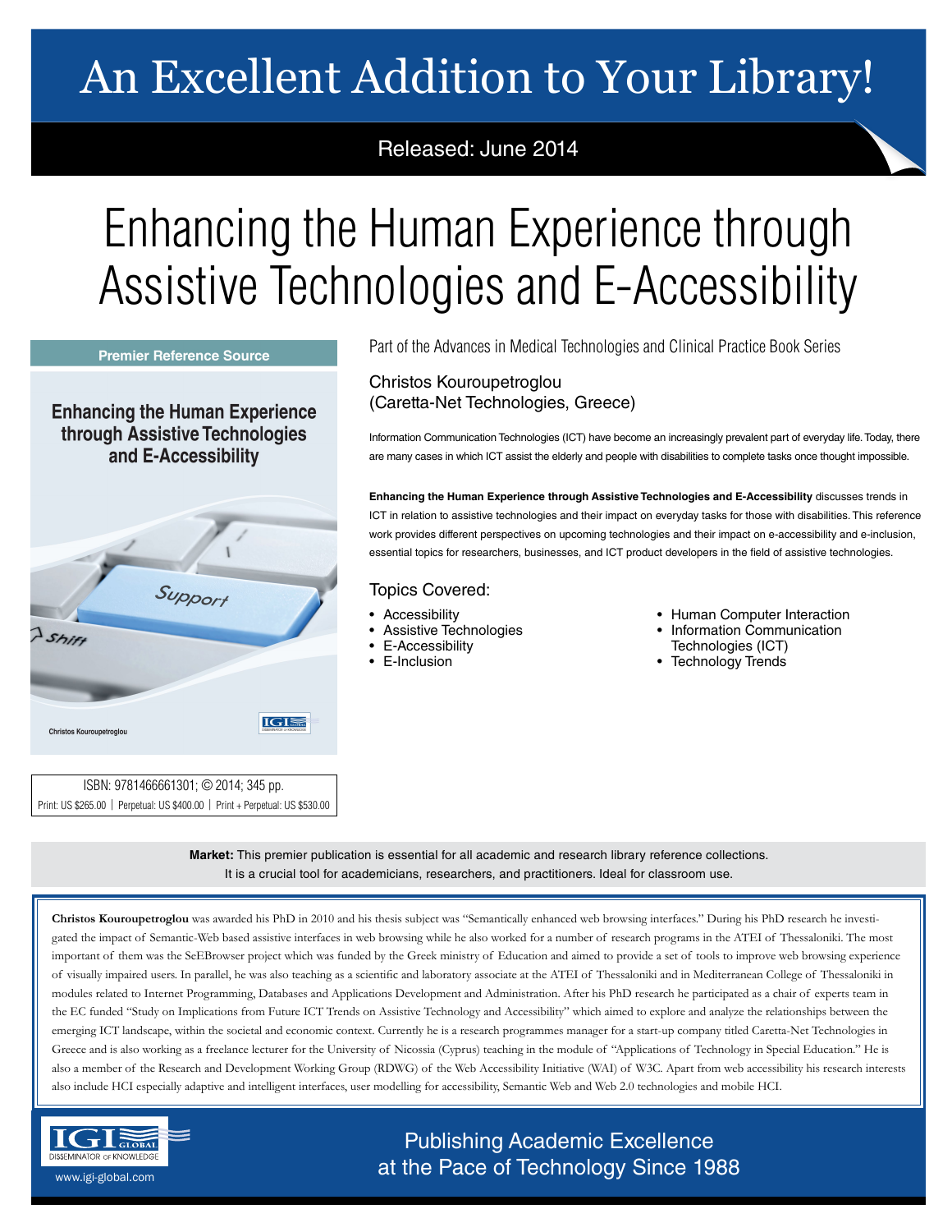# An Excellent Addition to Your Library!

Released: June 2014

# Enhancing the Human Experience through Assistive Technologies and E-Accessibility

Premier Reference Source

**Enhancing the Human Experience through Assistive Technologies and E-Accessibility**

Christos Kouroupetroglou

ISBN: 9781466661301; © 2014; 345 pp.
Print: US $265.00 | Perpetual: US $400.00 | Print + Perpetual: US $530.00

Part of the Advances in Medical Technologies and Clinical Practice Book Series

Christos Kouroupetroglou
(Caretta-Net Technologies, Greece)

Information Communication Technologies (ICT) have become an increasingly prevalent part of everyday life. Today, there are many cases in which ICT assist the elderly and people with disabilities to complete tasks once thought impossible.

**Enhancing the Human Experience through Assistive Technologies and E-Accessibility** discusses trends in ICT in relation to assistive technologies and their impact on everyday tasks for those with disabilities. This reference work provides different perspectives on upcoming technologies and their impact on e-accessibility and e-inclusion, essential topics for researchers, businesses, and ICT product developers in the field of assistive technologies.

## Topics Covered:

- Accessibility
- Assistive Technologies
- E-Accessibility
- E-Inclusion
- Human Computer Interaction
- Information Communication Technologies (ICT)
- Technology Trends

**Market:** This premier publication is essential for all academic and research library reference collections. It is a crucial tool for academicians, researchers, and practitioners. Ideal for classroom use.

**Christos Kouroupetroglou** was awarded his PhD in 2010 and his thesis subject was "Semantically enhanced web browsing interfaces." During his PhD research he investigated the impact of Semantic-Web based assistive interfaces in web browsing while he also worked for a number of research programs in the ATEI of Thessaloniki. The most important of them was the SeEBrowser project which was funded by the Greek ministry of Education and aimed to provide a set of tools to improve web browsing experience of visually impaired users. In parallel, he was also teaching as a scientific and laboratory associate at the ATEI of Thessaloniki and in Mediterranean College of Thessaloniki in modules related to Internet Programming, Databases and Applications Development and Administration. After his PhD research he participated as a chair of experts team in the EC funded "Study on Implications from Future ICT Trends on Assistive Technology and Accessibility" which aimed to explore and analyze the relationships between the emerging ICT landscape, within the societal and economic context. Currently he is a research programmes manager for a start-up company titled Caretta-Net Technologies in Greece and is also working as a freelance lecturer for the University of Nicossia (Cyprus) teaching in the module of "Applications of Technology in Special Education." He is also a member of the Research and Development Working Group (RDWG) of the Web Accessibility Initiative (WAI) of W3C. Apart from web accessibility his research interests also include HCI especially adaptive and intelligent interfaces, user modelling for accessibility, Semantic Web and Web 2.0 technologies and mobile HCI.

IGI Global — Disseminator of Knowledge
www.igi-global.com

Publishing Academic Excellence at the Pace of Technology Since 1988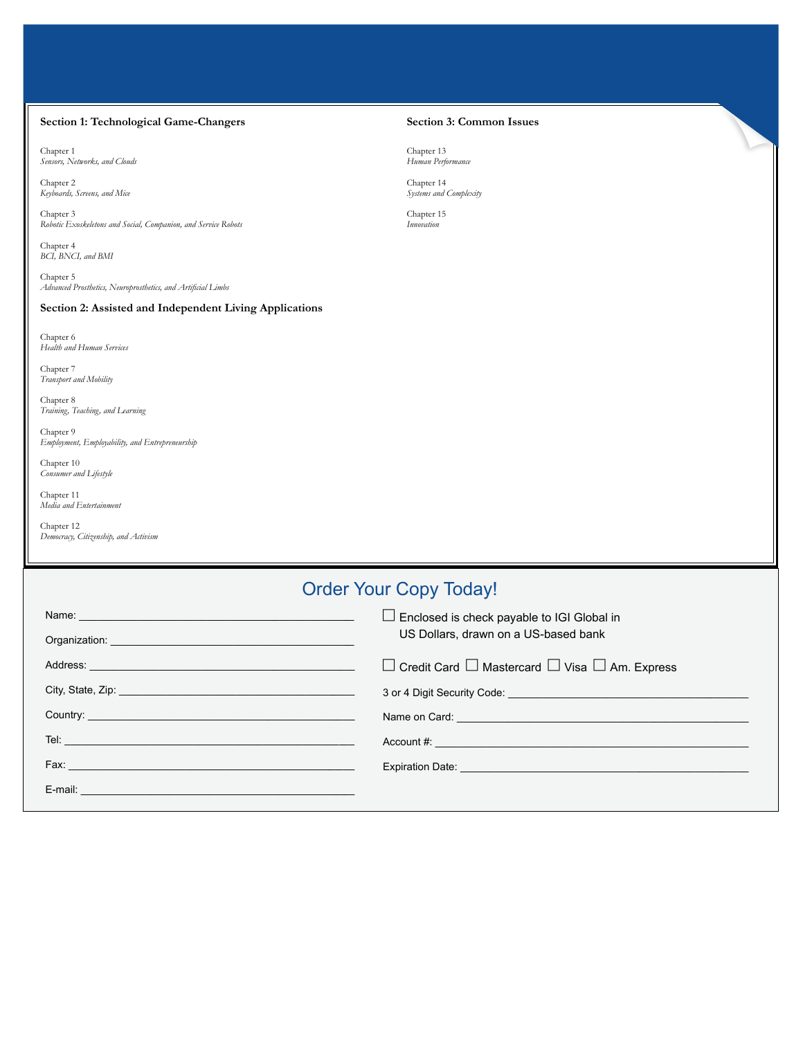**Section 1: Technological Game-Changers**

Chapter 1
*Sensors, Networks, and Clouds*

Chapter 2
*Keyboards, Screens, and Mice*

Chapter 3
*Robotic Exoskeletons and Social, Companion, and Service Robots*

Chapter 4
*BCI, BNCI, and BMI*

Chapter 5
*Advanced Prosthetics, Neuroprosthetics, and Artificial Limbs*

**Section 2: Assisted and Independent Living Applications**

Chapter 6
*Health and Human Services*

Chapter 7
*Transport and Mobility*

Chapter 8
*Training, Teaching, and Learning*

Chapter 9
*Employment, Employability, and Entrepreneurship*

Chapter 10
*Consumer and Lifestyle*

Chapter 11
*Media and Entertainment*

Chapter 12
*Democracy, Citizenship, and Activism*

**Section 3: Common Issues**

Chapter 13
*Human Performance*

Chapter 14
*Systems and Complexity*

Chapter 15
*Innovation*

## Order Your Copy Today!

Name: ________________________________________

Organization: ________________________________________

Address: ________________________________________

City, State, Zip: ________________________________________

Country: ________________________________________

Tel: ________________________________________

Fax: ________________________________________

E-mail: ________________________________________

☐ Enclosed is check payable to IGI Global in US Dollars, drawn on a US-based bank

☐ Credit Card ☐ Mastercard ☐ Visa ☐ Am. Express

3 or 4 Digit Security Code: ________________________________________

Name on Card: ________________________________________

Account #: ________________________________________

Expiration Date: ________________________________________